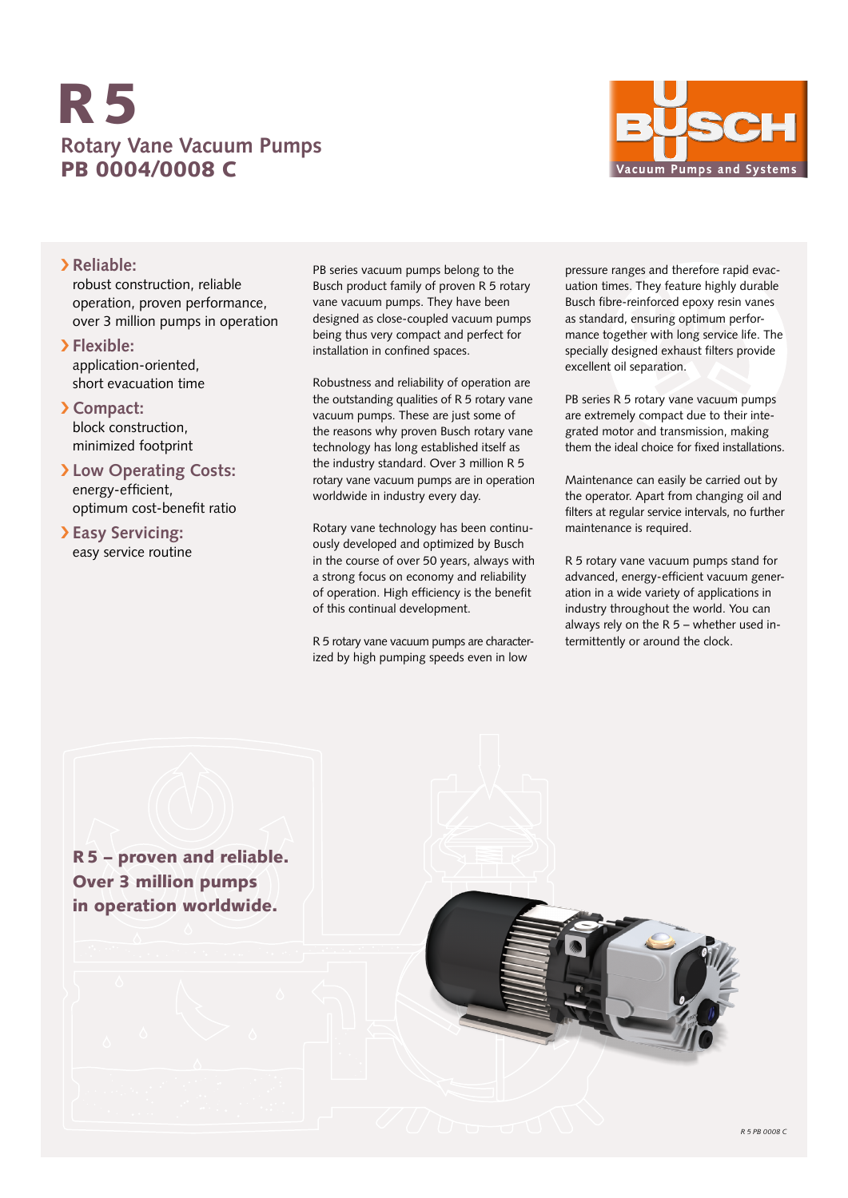# R 5

## Rotary Vane Vacuum Pumps
## PB 0004/0008 C

BUSCH Vacuum Pumps and Systems

› **Reliable:**
robust construction, reliable operation, proven performance, over 3 million pumps in operation

› **Flexible:**
application-oriented, short evacuation time

› **Compact:**
block construction, minimized footprint

› **Low Operating Costs:**
energy-efficient, optimum cost-benefit ratio

› **Easy Servicing:**
easy service routine

PB series vacuum pumps belong to the Busch product family of proven R 5 rotary vane vacuum pumps. They have been designed as close-coupled vacuum pumps being thus very compact and perfect for installation in confined spaces.

Robustness and reliability of operation are the outstanding qualities of R 5 rotary vane vacuum pumps. These are just some of the reasons why proven Busch rotary vane technology has long established itself as the industry standard. Over 3 million R 5 rotary vane vacuum pumps are in operation worldwide in industry every day.

Rotary vane technology has been continuously developed and optimized by Busch in the course of over 50 years, always with a strong focus on economy and reliability of operation. High efficiency is the benefit of this continual development.

R 5 rotary vane vacuum pumps are characterized by high pumping speeds even in low pressure ranges and therefore rapid evacuation times. They feature highly durable Busch fibre-reinforced epoxy resin vanes as standard, ensuring optimum performance together with long service life. The specially designed exhaust filters provide excellent oil separation.

PB series R 5 rotary vane vacuum pumps are extremely compact due to their integrated motor and transmission, making them the ideal choice for fixed installations.

Maintenance can easily be carried out by the operator. Apart from changing oil and filters at regular service intervals, no further maintenance is required.

R 5 rotary vane vacuum pumps stand for advanced, energy-efficient vacuum generation in a wide variety of applications in industry throughout the world. You can always rely on the R 5 – whether used intermittently or around the clock.

**R 5 – proven and reliable. Over 3 million pumps in operation worldwide.**

*R 5 PB 0008 C*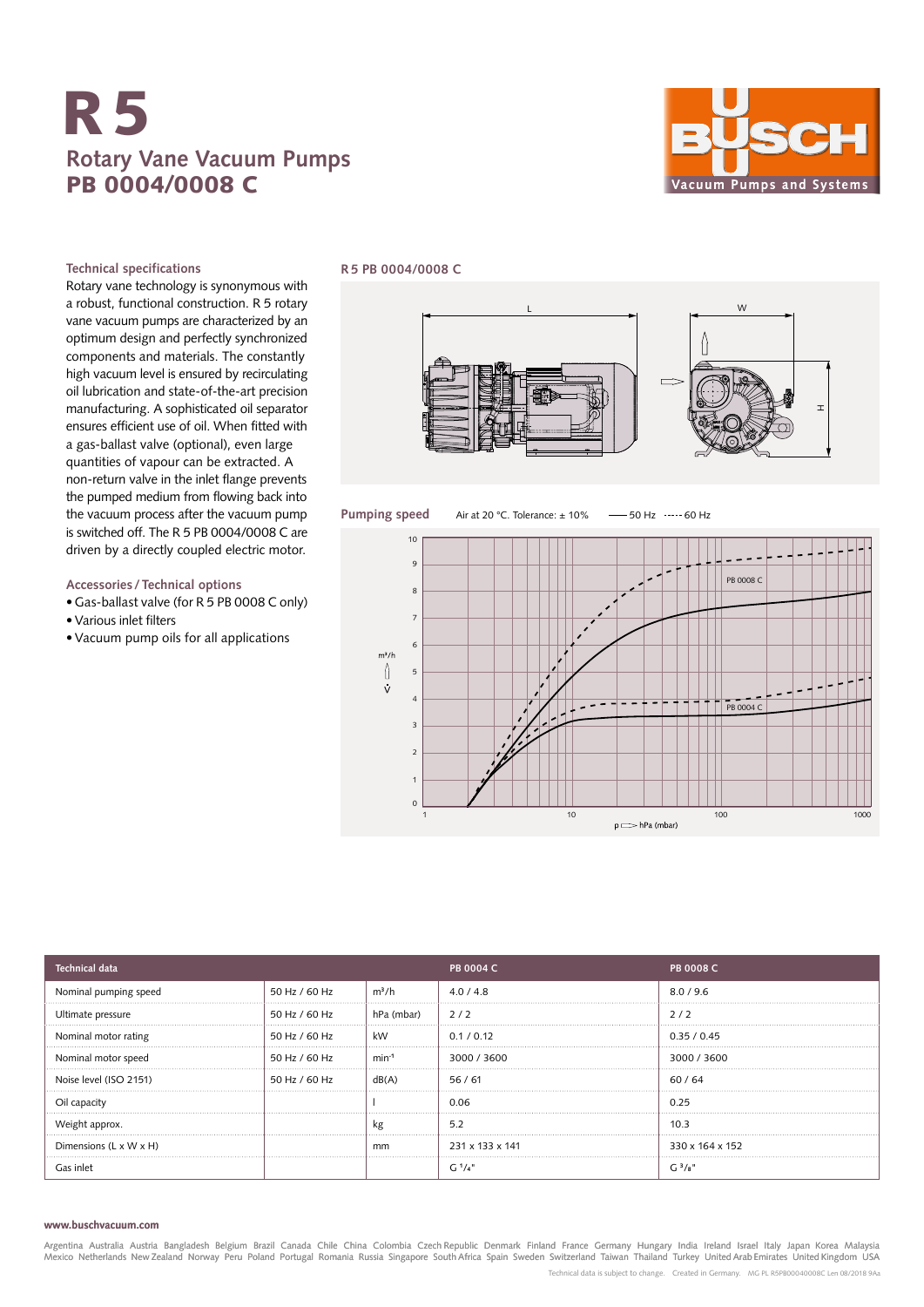# R 5

## Rotary Vane Vacuum Pumps
## PB 0004/0008 C

BUSCH
Vacuum Pumps and Systems

### Technical specifications

Rotary vane technology is synonymous with a robust, functional construction. R 5 rotary vane vacuum pumps are characterized by an optimum design and perfectly synchronized components and materials. The constantly high vacuum level is ensured by recirculating oil lubrication and state-of-the-art precision manufacturing. A sophisticated oil separator ensures efficient use of oil. When fitted with a gas-ballast valve (optional), even large quantities of vapour can be extracted. A non-return valve in the inlet flange prevents the pumped medium from flowing back into the vacuum process after the vacuum pump is switched off. The R 5 PB 0004/0008 C are driven by a directly coupled electric motor.

### Accessories / Technical options

- Gas-ballast valve (for R 5 PB 0008 C only)
- Various inlet filters
- Vacuum pump oils for all applications

### R 5 PB 0004/0008 C

L
W
H

### Pumping speed

Air at 20 °C. Tolerance: ± 10%
—— 50 Hz ----- 60 Hz

PB 0008 C
PB 0004 C
m³/h
V̇
0 1 2 3 4 5 6 7 8 9 10
1 10 100 1000
p ⊏> hPa (mbar)

| Technical data | | | PB 0004 C | PB 0008 C |
|---|---|---|---|---|
| Nominal pumping speed | 50 Hz / 60 Hz | m³/h | 4.0 / 4.8 | 8.0 / 9.6 |
| Ultimate pressure | 50 Hz / 60 Hz | hPa (mbar) | 2 / 2 | 2 / 2 |
| Nominal motor rating | 50 Hz / 60 Hz | kW | 0.1 / 0.12 | 0.35 / 0.45 |
| Nominal motor speed | 50 Hz / 60 Hz | min⁻¹ | 3000 / 3600 | 3000 / 3600 |
| Noise level (ISO 2151) | 50 Hz / 60 Hz | dB(A) | 56 / 61 | 60 / 64 |
| Oil capacity | | l | 0.06 | 0.25 |
| Weight approx. | | kg | 5.2 | 10.3 |
| Dimensions (L x W x H) | | mm | 231 x 133 x 141 | 330 x 164 x 152 |
| Gas inlet | | | G 1/4" | G 3/8" |

**www.buschvacuum.com**

Argentina Australia Austria Bangladesh Belgium Brazil Canada Chile China Colombia Czech Republic Denmark Finland France Germany Hungary India Ireland Israel Italy Japan Korea Malaysia Mexico Netherlands New Zealand Norway Peru Poland Portugal Romania Russia Singapore South Africa Spain Sweden Switzerland Taiwan Thailand Turkey United Arab Emirates United Kingdom USA

Technical data is subject to change. Created in Germany. MG PL R5PB00040008C Len 08/2018 9Aa